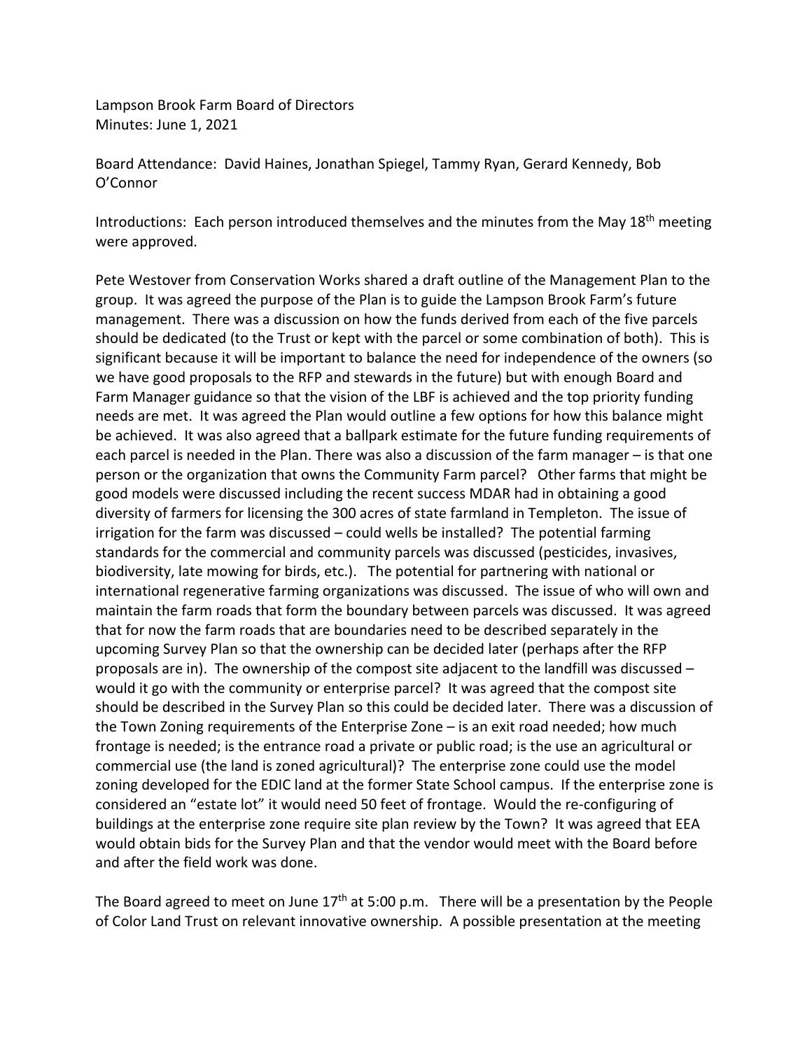Lampson Brook Farm Board of Directors
Minutes: June 1, 2021

Board Attendance: David Haines, Jonathan Spiegel, Tammy Ryan, Gerard Kennedy, Bob O'Connor

Introductions: Each person introduced themselves and the minutes from the May 18th meeting were approved.

Pete Westover from Conservation Works shared a draft outline of the Management Plan to the group. It was agreed the purpose of the Plan is to guide the Lampson Brook Farm's future management. There was a discussion on how the funds derived from each of the five parcels should be dedicated (to the Trust or kept with the parcel or some combination of both). This is significant because it will be important to balance the need for independence of the owners (so we have good proposals to the RFP and stewards in the future) but with enough Board and Farm Manager guidance so that the vision of the LBF is achieved and the top priority funding needs are met. It was agreed the Plan would outline a few options for how this balance might be achieved. It was also agreed that a ballpark estimate for the future funding requirements of each parcel is needed in the Plan. There was also a discussion of the farm manager – is that one person or the organization that owns the Community Farm parcel? Other farms that might be good models were discussed including the recent success MDAR had in obtaining a good diversity of farmers for licensing the 300 acres of state farmland in Templeton. The issue of irrigation for the farm was discussed – could wells be installed? The potential farming standards for the commercial and community parcels was discussed (pesticides, invasives, biodiversity, late mowing for birds, etc.). The potential for partnering with national or international regenerative farming organizations was discussed. The issue of who will own and maintain the farm roads that form the boundary between parcels was discussed. It was agreed that for now the farm roads that are boundaries need to be described separately in the upcoming Survey Plan so that the ownership can be decided later (perhaps after the RFP proposals are in). The ownership of the compost site adjacent to the landfill was discussed – would it go with the community or enterprise parcel? It was agreed that the compost site should be described in the Survey Plan so this could be decided later. There was a discussion of the Town Zoning requirements of the Enterprise Zone – is an exit road needed; how much frontage is needed; is the entrance road a private or public road; is the use an agricultural or commercial use (the land is zoned agricultural)? The enterprise zone could use the model zoning developed for the EDIC land at the former State School campus. If the enterprise zone is considered an "estate lot" it would need 50 feet of frontage. Would the re-configuring of buildings at the enterprise zone require site plan review by the Town? It was agreed that EEA would obtain bids for the Survey Plan and that the vendor would meet with the Board before and after the field work was done.

The Board agreed to meet on June 17th at 5:00 p.m. There will be a presentation by the People of Color Land Trust on relevant innovative ownership. A possible presentation at the meeting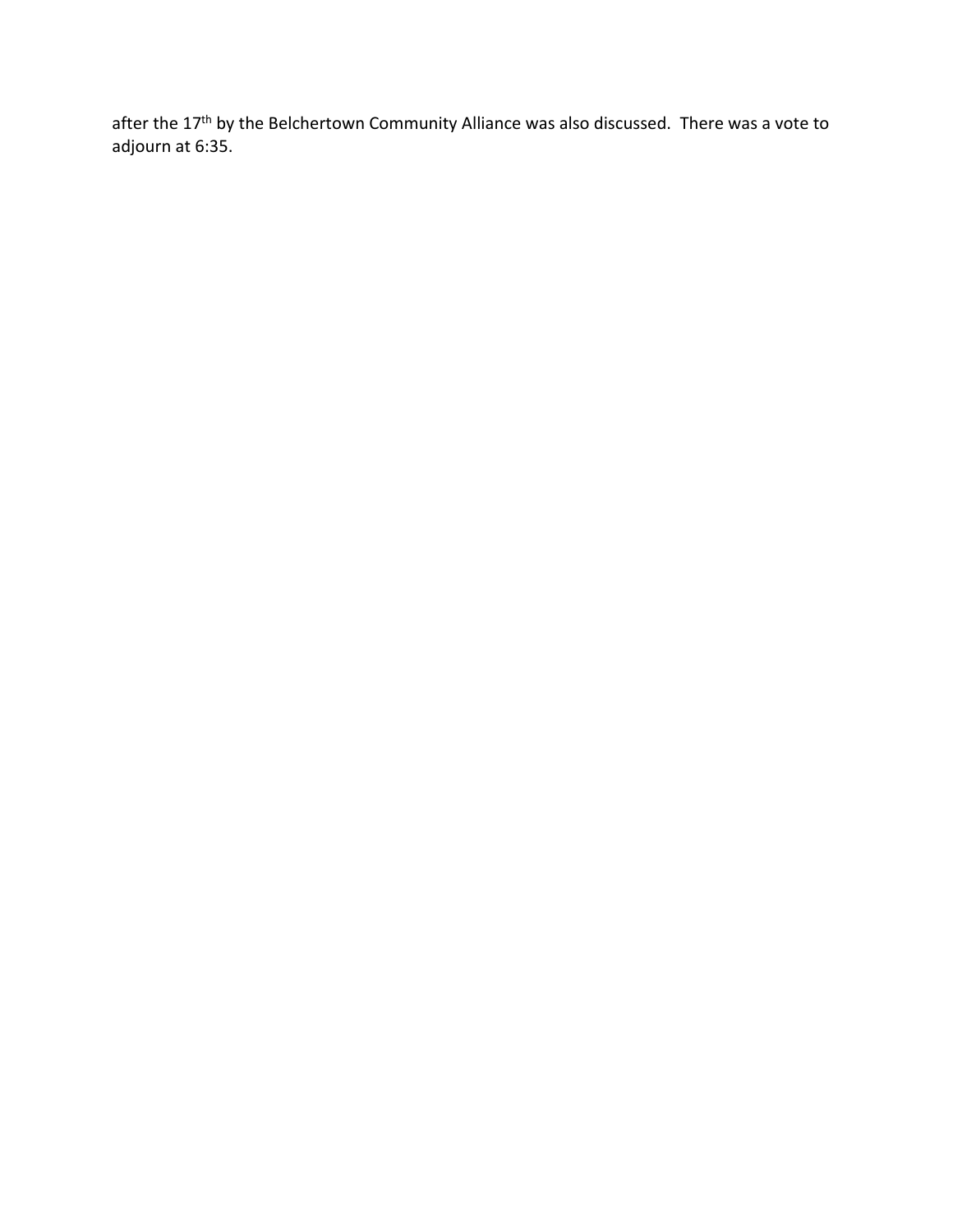after the 17th by the Belchertown Community Alliance was also discussed.  There was a vote to adjourn at 6:35.